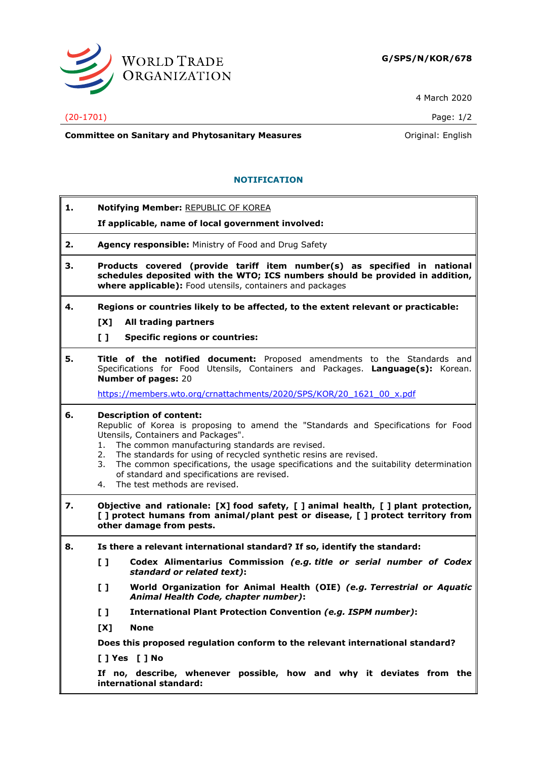**G/SPS/N/KOR/678**

4 March 2020

(20-1701)

**Committee on Sanitary and Phytosanitary Measures**

Original: English

## NOTIFICATION

**1.** **Notifying Member:** REPUBLIC OF KOREA

**If applicable, name of local government involved:**

**2.** **Agency responsible:** Ministry of Food and Drug Safety

**3.** **Products covered (provide tariff item number(s) as specified in national schedules deposited with the WTO; ICS numbers should be provided in addition, where applicable):** Food utensils, containers and packages

**4.** **Regions or countries likely to be affected, to the extent relevant or practicable:**

[X] **All trading partners**

[ ] **Specific regions or countries:**

**5.** **Title of the notified document:** Proposed amendments to the Standards and Specifications for Food Utensils, Containers and Packages. **Language(s):** Korean. **Number of pages:** 20

https://members.wto.org/crnattachments/2020/SPS/KOR/20_1621_00_x.pdf

**6.** **Description of content:**
Republic of Korea is proposing to amend the "Standards and Specifications for Food Utensils, Containers and Packages".

1. The common manufacturing standards are revised.
2. The standards for using of recycled synthetic resins are revised.
3. The common specifications, the usage specifications and the suitability determination of standard and specifications are revised.
4. The test methods are revised.

**7.** **Objective and rationale: [X] food safety, [ ] animal health, [ ] plant protection, [ ] protect humans from animal/plant pest or disease, [ ] protect territory from other damage from pests.**

**8.** **Is there a relevant international standard? If so, identify the standard:**

[ ] **Codex Alimentarius Commission** ***(e.g. title or serial number of Codex standard or related text)*****:**

[ ] **World Organization for Animal Health (OIE)** ***(e.g. Terrestrial or Aquatic Animal Health Code, chapter number)*****:**

[ ] **International Plant Protection Convention** ***(e.g. ISPM number)*****:**

[X] **None**

**Does this proposed regulation conform to the relevant international standard?**

[ ] **Yes** [ ] **No**

**If no, describe, whenever possible, how and why it deviates from the international standard:**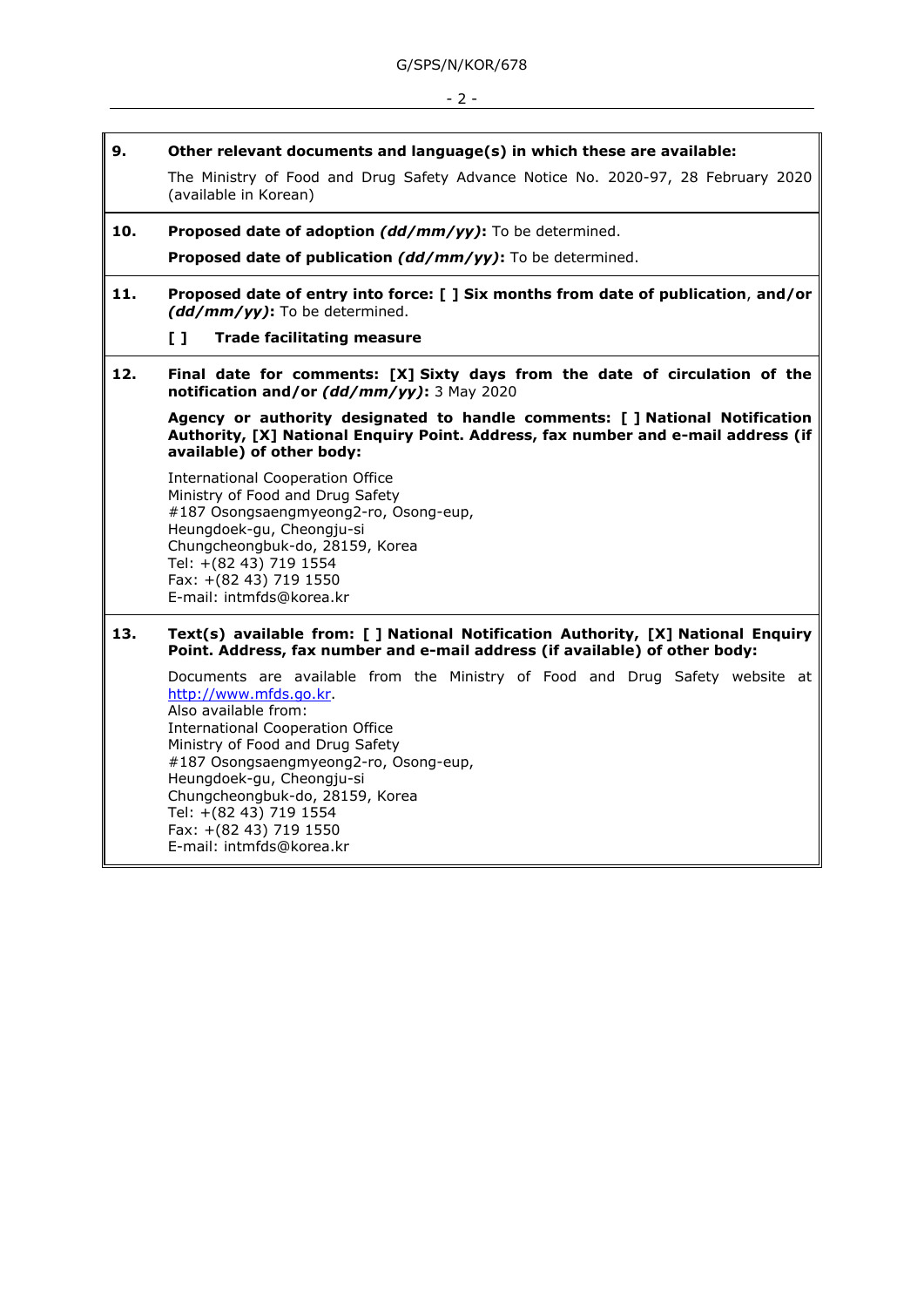**9. Other relevant documents and language(s) in which these are available:**

The Ministry of Food and Drug Safety Advance Notice No. 2020-97, 28 February 2020 (available in Korean)

**10. Proposed date of adoption *(dd/mm/yy)*:** To be determined.

**Proposed date of publication *(dd/mm/yy)*:** To be determined.

**11. Proposed date of entry into force: [ ] Six months from date of publication**, **and/or *(dd/mm/yy)*:** To be determined.

**[ ] Trade facilitating measure**

**12. Final date for comments: [X] Sixty days from the date of circulation of the notification and/or *(dd/mm/yy)*:** 3 May 2020

**Agency or authority designated to handle comments: [ ] National Notification Authority, [X] National Enquiry Point. Address, fax number and e-mail address (if available) of other body:**

International Cooperation Office
Ministry of Food and Drug Safety
#187 Osongsaengmyeong2-ro, Osong-eup,
Heungdoek-gu, Cheongju-si
Chungcheongbuk-do, 28159, Korea
Tel: +(82 43) 719 1554
Fax: +(82 43) 719 1550
E-mail: intmfds@korea.kr

**13. Text(s) available from: [ ] National Notification Authority, [X] National Enquiry Point. Address, fax number and e-mail address (if available) of other body:**

Documents are available from the Ministry of Food and Drug Safety website at http://www.mfds.go.kr.
Also available from:
International Cooperation Office
Ministry of Food and Drug Safety
#187 Osongsaengmyeong2-ro, Osong-eup,
Heungdoek-gu, Cheongju-si
Chungcheongbuk-do, 28159, Korea
Tel: +(82 43) 719 1554
Fax: +(82 43) 719 1550
E-mail: intmfds@korea.kr